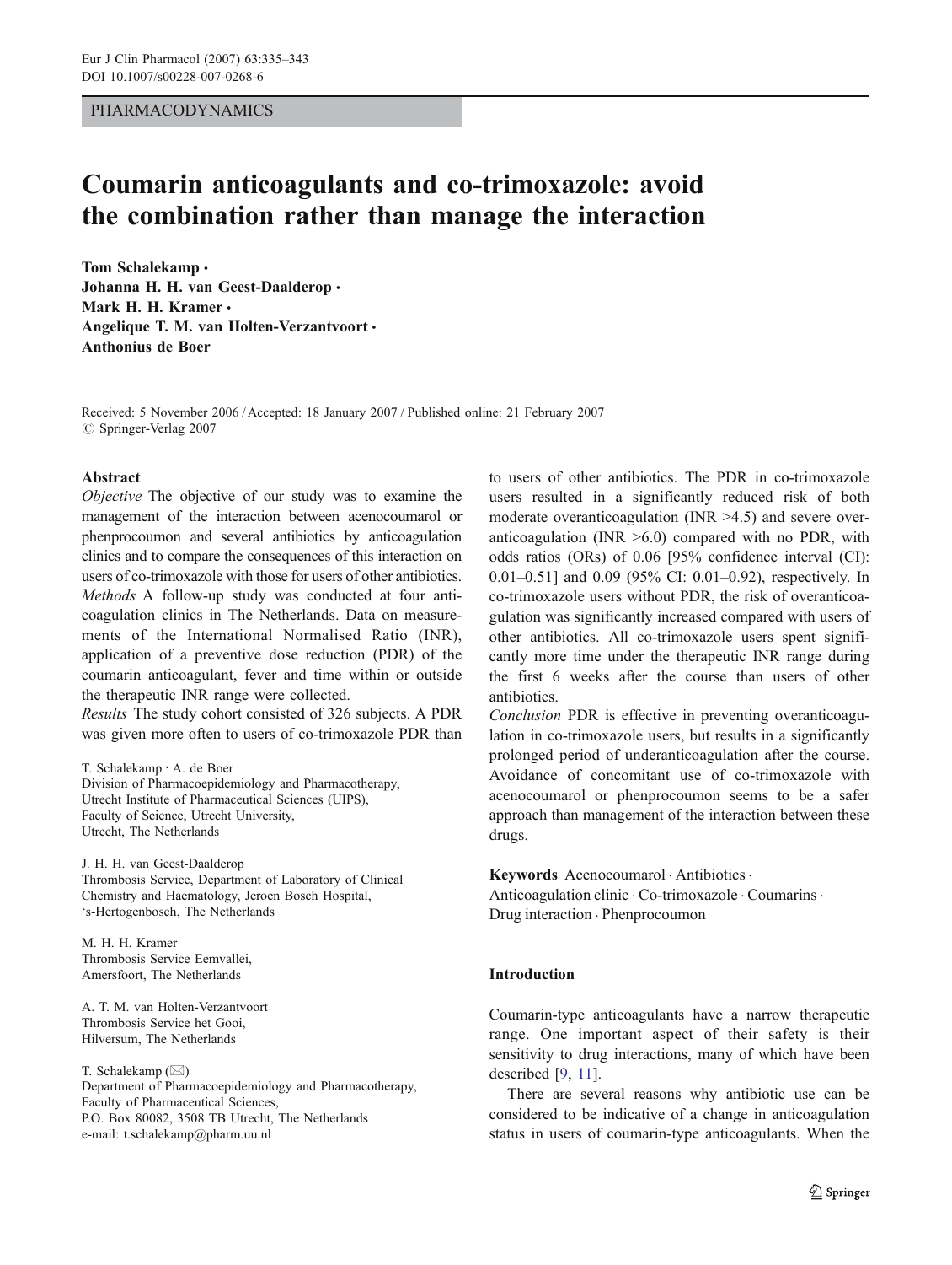PHARMACODYNAMICS

# Coumarin anticoagulants and co-trimoxazole: avoid the combination rather than manage the interaction

**Tom Schalekamp · Johanna H. H. van Geest-Daalderop · Mark H. H. Kramer · Angelique T. M. van Holten-Verzantvoort · Anthonius de Boer**

Received: 5 November 2006 / Accepted: 18 January 2007 / Published online: 21 February 2007
© Springer-Verlag 2007

**Abstract**

*Objective* The objective of our study was to examine the management of the interaction between acenocoumarol or phenprocoumon and several antibiotics by anticoagulation clinics and to compare the consequences of this interaction on users of co-trimoxazole with those for users of other antibiotics.

*Methods* A follow-up study was conducted at four anticoagulation clinics in The Netherlands. Data on measurements of the International Normalised Ratio (INR), application of a preventive dose reduction (PDR) of the coumarin anticoagulant, fever and time within or outside the therapeutic INR range were collected.

*Results* The study cohort consisted of 326 subjects. A PDR was given more often to users of co-trimoxazole PDR than to users of other antibiotics. The PDR in co-trimoxazole users resulted in a significantly reduced risk of both moderate overanticoagulation (INR >4.5) and severe overanticoagulation (INR >6.0) compared with no PDR, with odds ratios (ORs) of 0.06 [95% confidence interval (CI): 0.01–0.51] and 0.09 (95% CI: 0.01–0.92), respectively. In co-trimoxazole users without PDR, the risk of overanticoagulation was significantly increased compared with users of other antibiotics. All co-trimoxazole users spent significantly more time under the therapeutic INR range during the first 6 weeks after the course than users of other antibiotics.

*Conclusion* PDR is effective in preventing overanticoagulation in co-trimoxazole users, but results in a significantly prolonged period of underanticoagulation after the course. Avoidance of concomitant use of co-trimoxazole with acenocoumarol or phenprocoumon seems to be a safer approach than management of the interaction between these drugs.

**Keywords** Acenocoumarol · Antibiotics · Anticoagulation clinic · Co-trimoxazole · Coumarins · Drug interaction · Phenprocoumon

T. Schalekamp · A. de Boer
Division of Pharmacoepidemiology and Pharmacotherapy, Utrecht Institute of Pharmaceutical Sciences (UIPS), Faculty of Science, Utrecht University, Utrecht, The Netherlands

J. H. H. van Geest-Daalderop
Thrombosis Service, Department of Laboratory of Clinical Chemistry and Haematology, Jeroen Bosch Hospital, 's-Hertogenbosch, The Netherlands

M. H. H. Kramer
Thrombosis Service Eemvallei, Amersfoort, The Netherlands

A. T. M. van Holten-Verzantvoort
Thrombosis Service het Gooi, Hilversum, The Netherlands

T. Schalekamp (✉)
Department of Pharmacoepidemiology and Pharmacotherapy, Faculty of Pharmaceutical Sciences, P.O. Box 80082, 3508 TB Utrecht, The Netherlands
e-mail: t.schalekamp@pharm.uu.nl

## Introduction

Coumarin-type anticoagulants have a narrow therapeutic range. One important aspect of their safety is their sensitivity to drug interactions, many of which have been described [9, 11].

There are several reasons why antibiotic use can be considered to be indicative of a change in anticoagulation status in users of coumarin-type anticoagulants. When the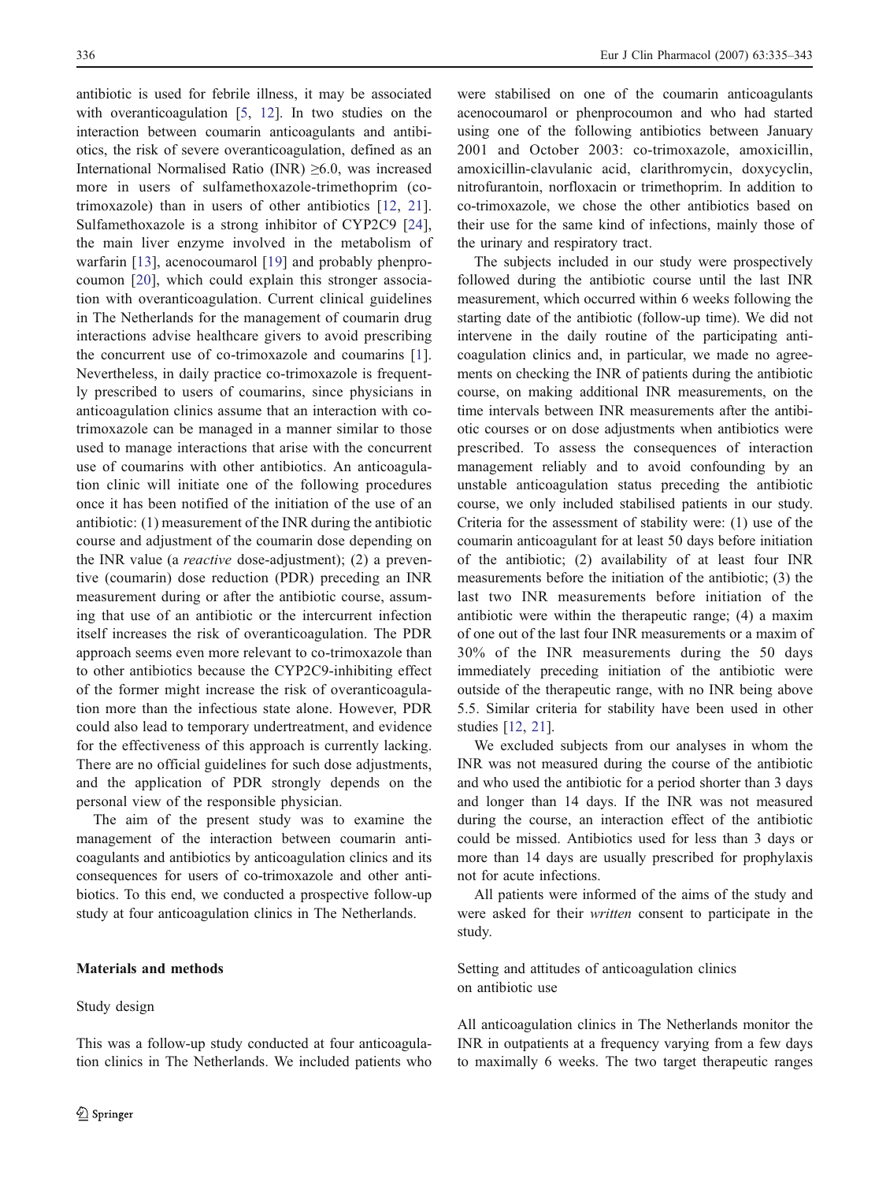antibiotic is used for febrile illness, it may be associated with overanticoagulation [5, 12]. In two studies on the interaction between coumarin anticoagulants and antibiotics, the risk of severe overanticoagulation, defined as an International Normalised Ratio (INR) ≥6.0, was increased more in users of sulfamethoxazole-trimethoprim (co-trimoxazole) than in users of other antibiotics [12, 21]. Sulfamethoxazole is a strong inhibitor of CYP2C9 [24], the main liver enzyme involved in the metabolism of warfarin [13], acenocoumarol [19] and probably phenprocoumon [20], which could explain this stronger association with overanticoagulation. Current clinical guidelines in The Netherlands for the management of coumarin drug interactions advise healthcare givers to avoid prescribing the concurrent use of co-trimoxazole and coumarins [1]. Nevertheless, in daily practice co-trimoxazole is frequently prescribed to users of coumarins, since physicians in anticoagulation clinics assume that an interaction with co-trimoxazole can be managed in a manner similar to those used to manage interactions that arise with the concurrent use of coumarins with other antibiotics. An anticoagulation clinic will initiate one of the following procedures once it has been notified of the initiation of the use of an antibiotic: (1) measurement of the INR during the antibiotic course and adjustment of the coumarin dose depending on the INR value (a *reactive* dose-adjustment); (2) a preventive (coumarin) dose reduction (PDR) preceding an INR measurement during or after the antibiotic course, assuming that use of an antibiotic or the intercurrent infection itself increases the risk of overanticoagulation. The PDR approach seems even more relevant to co-trimoxazole than to other antibiotics because the CYP2C9-inhibiting effect of the former might increase the risk of overanticoagulation more than the infectious state alone. However, PDR could also lead to temporary undertreatment, and evidence for the effectiveness of this approach is currently lacking. There are no official guidelines for such dose adjustments, and the application of PDR strongly depends on the personal view of the responsible physician.

The aim of the present study was to examine the management of the interaction between coumarin anticoagulants and antibiotics by anticoagulation clinics and its consequences for users of co-trimoxazole and other antibiotics. To this end, we conducted a prospective follow-up study at four anticoagulation clinics in The Netherlands.

## Materials and methods

### Study design

This was a follow-up study conducted at four anticoagulation clinics in The Netherlands. We included patients who were stabilised on one of the coumarin anticoagulants acenocoumarol or phenprocoumon and who had started using one of the following antibiotics between January 2001 and October 2003: co-trimoxazole, amoxicillin, amoxicillin-clavulanic acid, clarithromycin, doxycyclin, nitrofurantoin, norfloxacin or trimethoprim. In addition to co-trimoxazole, we chose the other antibiotics based on their use for the same kind of infections, mainly those of the urinary and respiratory tract.

The subjects included in our study were prospectively followed during the antibiotic course until the last INR measurement, which occurred within 6 weeks following the starting date of the antibiotic (follow-up time). We did not intervene in the daily routine of the participating anticoagulation clinics and, in particular, we made no agreements on checking the INR of patients during the antibiotic course, on making additional INR measurements, on the time intervals between INR measurements after the antibiotic courses or on dose adjustments when antibiotics were prescribed. To assess the consequences of interaction management reliably and to avoid confounding by an unstable anticoagulation status preceding the antibiotic course, we only included stabilised patients in our study. Criteria for the assessment of stability were: (1) use of the coumarin anticoagulant for at least 50 days before initiation of the antibiotic; (2) availability of at least four INR measurements before the initiation of the antibiotic; (3) the last two INR measurements before initiation of the antibiotic were within the therapeutic range; (4) a maxim of one out of the last four INR measurements or a maxim of 30% of the INR measurements during the 50 days immediately preceding initiation of the antibiotic were outside of the therapeutic range, with no INR being above 5.5. Similar criteria for stability have been used in other studies [12, 21].

We excluded subjects from our analyses in whom the INR was not measured during the course of the antibiotic and who used the antibiotic for a period shorter than 3 days and longer than 14 days. If the INR was not measured during the course, an interaction effect of the antibiotic could be missed. Antibiotics used for less than 3 days or more than 14 days are usually prescribed for prophylaxis not for acute infections.

All patients were informed of the aims of the study and were asked for their *written* consent to participate in the study.

### Setting and attitudes of anticoagulation clinics on antibiotic use

All anticoagulation clinics in The Netherlands monitor the INR in outpatients at a frequency varying from a few days to maximally 6 weeks. The two target therapeutic ranges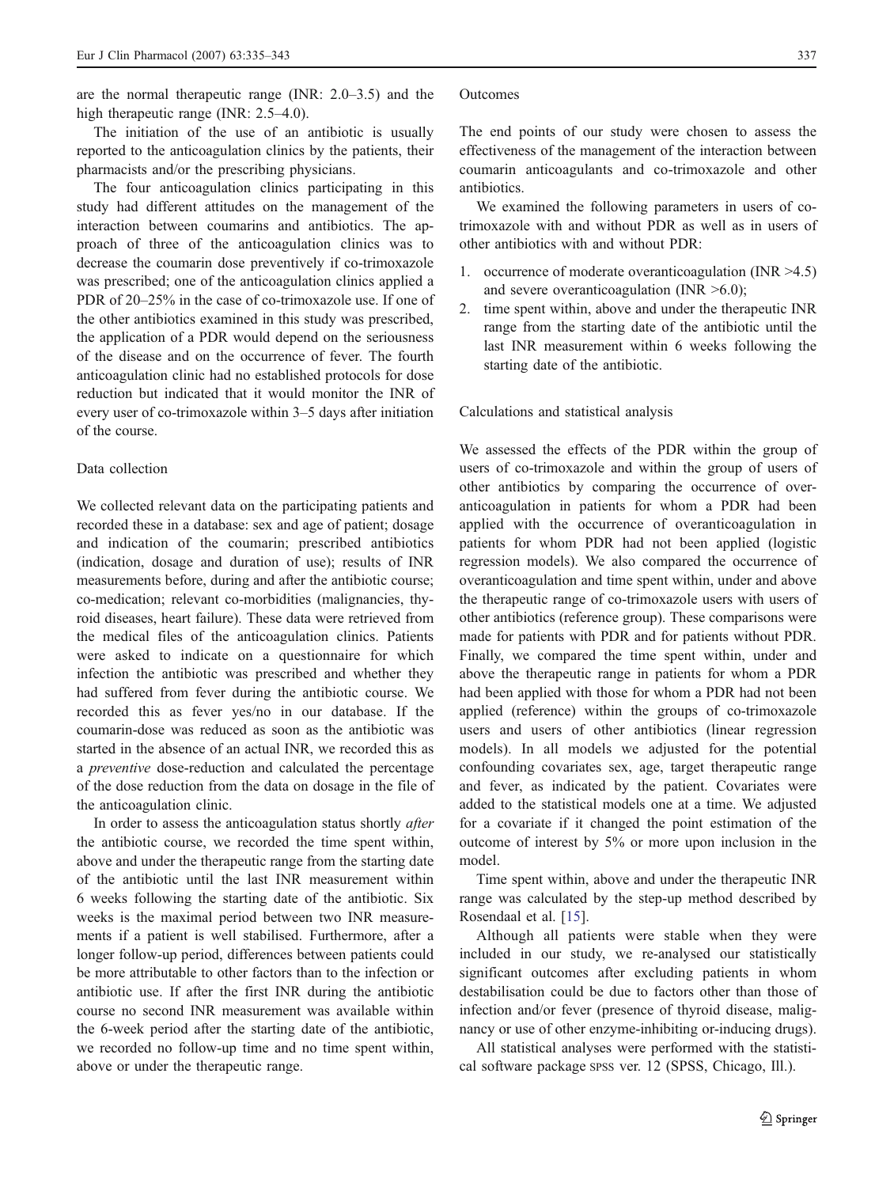are the normal therapeutic range (INR: 2.0–3.5) and the high therapeutic range (INR: 2.5–4.0).

The initiation of the use of an antibiotic is usually reported to the anticoagulation clinics by the patients, their pharmacists and/or the prescribing physicians.

The four anticoagulation clinics participating in this study had different attitudes on the management of the interaction between coumarins and antibiotics. The approach of three of the anticoagulation clinics was to decrease the coumarin dose preventively if co-trimoxazole was prescribed; one of the anticoagulation clinics applied a PDR of 20–25% in the case of co-trimoxazole use. If one of the other antibiotics examined in this study was prescribed, the application of a PDR would depend on the seriousness of the disease and on the occurrence of fever. The fourth anticoagulation clinic had no established protocols for dose reduction but indicated that it would monitor the INR of every user of co-trimoxazole within 3–5 days after initiation of the course.

### Data collection

We collected relevant data on the participating patients and recorded these in a database: sex and age of patient; dosage and indication of the coumarin; prescribed antibiotics (indication, dosage and duration of use); results of INR measurements before, during and after the antibiotic course; co-medication; relevant co-morbidities (malignancies, thyroid diseases, heart failure). These data were retrieved from the medical files of the anticoagulation clinics. Patients were asked to indicate on a questionnaire for which infection the antibiotic was prescribed and whether they had suffered from fever during the antibiotic course. We recorded this as fever yes/no in our database. If the coumarin-dose was reduced as soon as the antibiotic was started in the absence of an actual INR, we recorded this as a *preventive* dose-reduction and calculated the percentage of the dose reduction from the data on dosage in the file of the anticoagulation clinic.

In order to assess the anticoagulation status shortly *after* the antibiotic course, we recorded the time spent within, above and under the therapeutic range from the starting date of the antibiotic until the last INR measurement within 6 weeks following the starting date of the antibiotic. Six weeks is the maximal period between two INR measurements if a patient is well stabilised. Furthermore, after a longer follow-up period, differences between patients could be more attributable to other factors than to the infection or antibiotic use. If after the first INR during the antibiotic course no second INR measurement was available within the 6-week period after the starting date of the antibiotic, we recorded no follow-up time and no time spent within, above or under the therapeutic range.

### Outcomes

The end points of our study were chosen to assess the effectiveness of the management of the interaction between coumarin anticoagulants and co-trimoxazole and other antibiotics.

We examined the following parameters in users of co-trimoxazole with and without PDR as well as in users of other antibiotics with and without PDR:

1. occurrence of moderate overanticoagulation (INR >4.5) and severe overanticoagulation (INR >6.0);
2. time spent within, above and under the therapeutic INR range from the starting date of the antibiotic until the last INR measurement within 6 weeks following the starting date of the antibiotic.

### Calculations and statistical analysis

We assessed the effects of the PDR within the group of users of co-trimoxazole and within the group of users of other antibiotics by comparing the occurrence of overanticoagulation in patients for whom a PDR had been applied with the occurrence of overanticoagulation in patients for whom PDR had not been applied (logistic regression models). We also compared the occurrence of overanticoagulation and time spent within, under and above the therapeutic range of co-trimoxazole users with users of other antibiotics (reference group). These comparisons were made for patients with PDR and for patients without PDR. Finally, we compared the time spent within, under and above the therapeutic range in patients for whom a PDR had been applied with those for whom a PDR had not been applied (reference) within the groups of co-trimoxazole users and users of other antibiotics (linear regression models). In all models we adjusted for the potential confounding covariates sex, age, target therapeutic range and fever, as indicated by the patient. Covariates were added to the statistical models one at a time. We adjusted for a covariate if it changed the point estimation of the outcome of interest by 5% or more upon inclusion in the model.

Time spent within, above and under the therapeutic INR range was calculated by the step-up method described by Rosendaal et al. [15].

Although all patients were stable when they were included in our study, we re-analysed our statistically significant outcomes after excluding patients in whom destabilisation could be due to factors other than those of infection and/or fever (presence of thyroid disease, malignancy or use of other enzyme-inhibiting or-inducing drugs).

All statistical analyses were performed with the statistical software package SPSS ver. 12 (SPSS, Chicago, Ill.).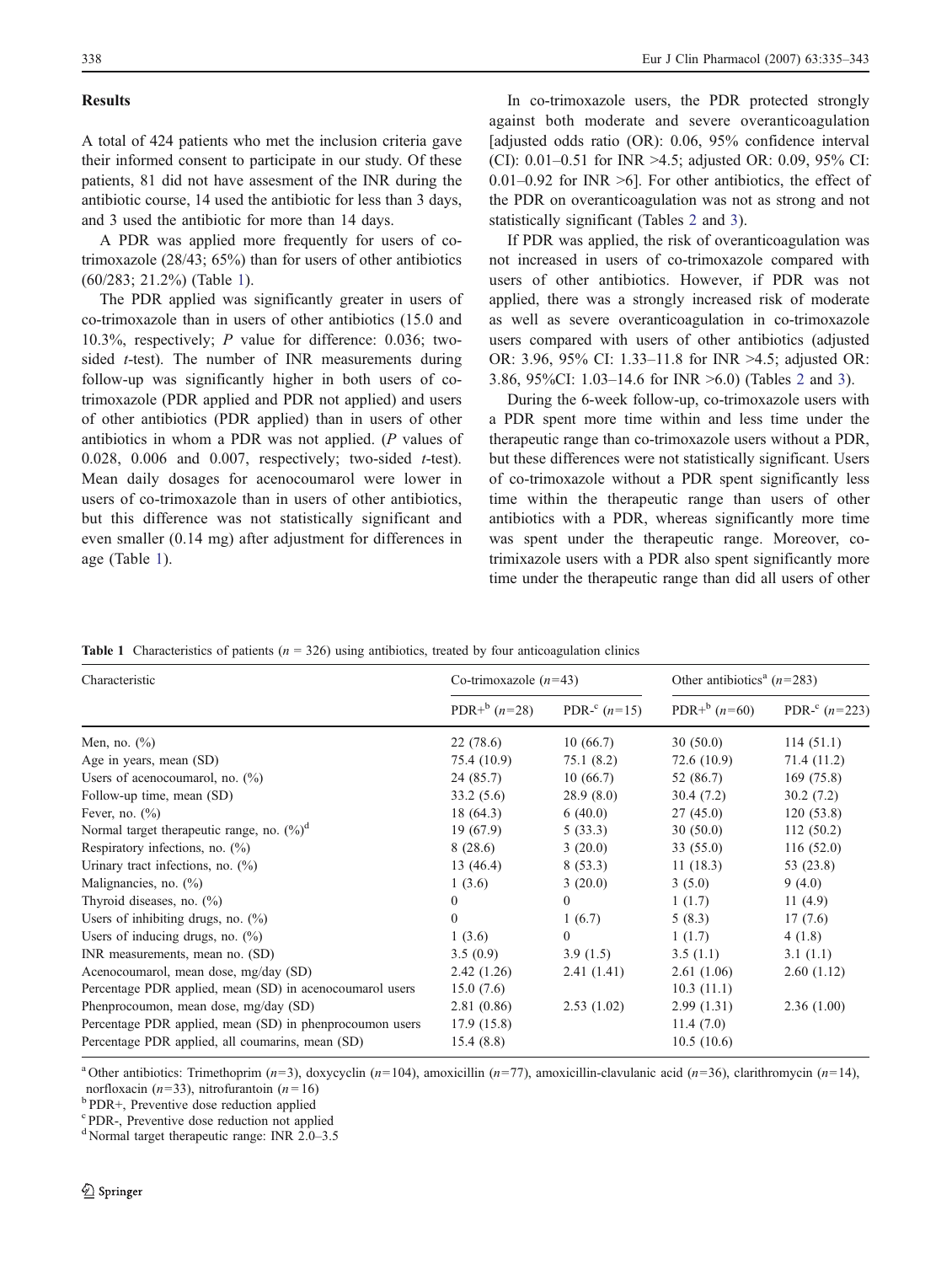## Results

A total of 424 patients who met the inclusion criteria gave their informed consent to participate in our study. Of these patients, 81 did not have assesment of the INR during the antibiotic course, 14 used the antibiotic for less than 3 days, and 3 used the antibiotic for more than 14 days.

A PDR was applied more frequently for users of co-trimoxazole (28/43; 65%) than for users of other antibiotics (60/283; 21.2%) (Table 1).

The PDR applied was significantly greater in users of co-trimoxazole than in users of other antibiotics (15.0 and 10.3%, respectively; *P* value for difference: 0.036; two-sided *t*-test). The number of INR measurements during follow-up was significantly higher in both users of co-trimoxazole (PDR applied and PDR not applied) and users of other antibiotics (PDR applied) than in users of other antibiotics in whom a PDR was not applied. (*P* values of 0.028, 0.006 and 0.007, respectively; two-sided *t*-test). Mean daily dosages for acenocoumarol were lower in users of co-trimoxazole than in users of other antibiotics, but this difference was not statistically significant and even smaller (0.14 mg) after adjustment for differences in age (Table 1).

In co-trimoxazole users, the PDR protected strongly against both moderate and severe overanticoagulation [adjusted odds ratio (OR): 0.06, 95% confidence interval (CI): 0.01–0.51 for INR >4.5; adjusted OR: 0.09, 95% CI: 0.01–0.92 for INR >6]. For other antibiotics, the effect of the PDR on overanticoagulation was not as strong and not statistically significant (Tables 2 and 3).

If PDR was applied, the risk of overanticoagulation was not increased in users of co-trimoxazole compared with users of other antibiotics. However, if PDR was not applied, there was a strongly increased risk of moderate as well as severe overanticoagulation in co-trimoxazole users compared with users of other antibiotics (adjusted OR: 3.96, 95% CI: 1.33–11.8 for INR >4.5; adjusted OR: 3.86, 95%CI: 1.03–14.6 for INR >6.0) (Tables 2 and 3).

During the 6-week follow-up, co-trimoxazole users with a PDR spent more time within and less time under the therapeutic range than co-trimoxazole users without a PDR, but these differences were not statistically significant. Users of co-trimoxazole without a PDR spent significantly less time within the therapeutic range than users of other antibiotics with a PDR, whereas significantly more time was spent under the therapeutic range. Moreover, co-trimixazole users with a PDR also spent significantly more time under the therapeutic range than did all users of other

**Table 1** Characteristics of patients (*n* = 326) using antibiotics, treated by four anticoagulation clinics

| Characteristic | Co-trimoxazole (*n*=43) | | Other antibiotics[a] (*n*=283) | |
|---|---|---|---|---|
| | PDR+[b] (*n*=28) | PDR-[c] (*n*=15) | PDR+[b] (*n*=60) | PDR-[c] (*n*=223) |
| Men, no. (%) | 22 (78.6) | 10 (66.7) | 30 (50.0) | 114 (51.1) |
| Age in years, mean (SD) | 75.4 (10.9) | 75.1 (8.2) | 72.6 (10.9) | 71.4 (11.2) |
| Users of acenocoumarol, no. (%) | 24 (85.7) | 10 (66.7) | 52 (86.7) | 169 (75.8) |
| Follow-up time, mean (SD) | 33.2 (5.6) | 28.9 (8.0) | 30.4 (7.2) | 30.2 (7.2) |
| Fever, no. (%) | 18 (64.3) | 6 (40.0) | 27 (45.0) | 120 (53.8) |
| Normal target therapeutic range, no. (%)[d] | 19 (67.9) | 5 (33.3) | 30 (50.0) | 112 (50.2) |
| Respiratory infections, no. (%) | 8 (28.6) | 3 (20.0) | 33 (55.0) | 116 (52.0) |
| Urinary tract infections, no. (%) | 13 (46.4) | 8 (53.3) | 11 (18.3) | 53 (23.8) |
| Malignancies, no. (%) | 1 (3.6) | 3 (20.0) | 3 (5.0) | 9 (4.0) |
| Thyroid diseases, no. (%) | 0 | 0 | 1 (1.7) | 11 (4.9) |
| Users of inhibiting drugs, no. (%) | 0 | 1 (6.7) | 5 (8.3) | 17 (7.6) |
| Users of inducing drugs, no. (%) | 1 (3.6) | 0 | 1 (1.7) | 4 (1.8) |
| INR measurements, mean no. (SD) | 3.5 (0.9) | 3.9 (1.5) | 3.5 (1.1) | 3.1 (1.1) |
| Acenocoumarol, mean dose, mg/day (SD) | 2.42 (1.26) | 2.41 (1.41) | 2.61 (1.06) | 2.60 (1.12) |
| Percentage PDR applied, mean (SD) in acenocoumarol users | 15.0 (7.6) | | 10.3 (11.1) | |
| Phenprocoumon, mean dose, mg/day (SD) | 2.81 (0.86) | 2.53 (1.02) | 2.99 (1.31) | 2.36 (1.00) |
| Percentage PDR applied, mean (SD) in phenprocoumon users | 17.9 (15.8) | | 11.4 (7.0) | |
| Percentage PDR applied, all coumarins, mean (SD) | 15.4 (8.8) | | 10.5 (10.6) | |

[a] Other antibiotics: Trimethoprim (*n*=3), doxycyclin (*n*=104), amoxicillin (*n*=77), amoxicillin-clavulanic acid (*n*=36), clarithromycin (*n*=14), norfloxacin (*n*=33), nitrofurantoin (*n*=16)

[b] PDR+, Preventive dose reduction applied

[c] PDR-, Preventive dose reduction not applied

[d] Normal target therapeutic range: INR 2.0–3.5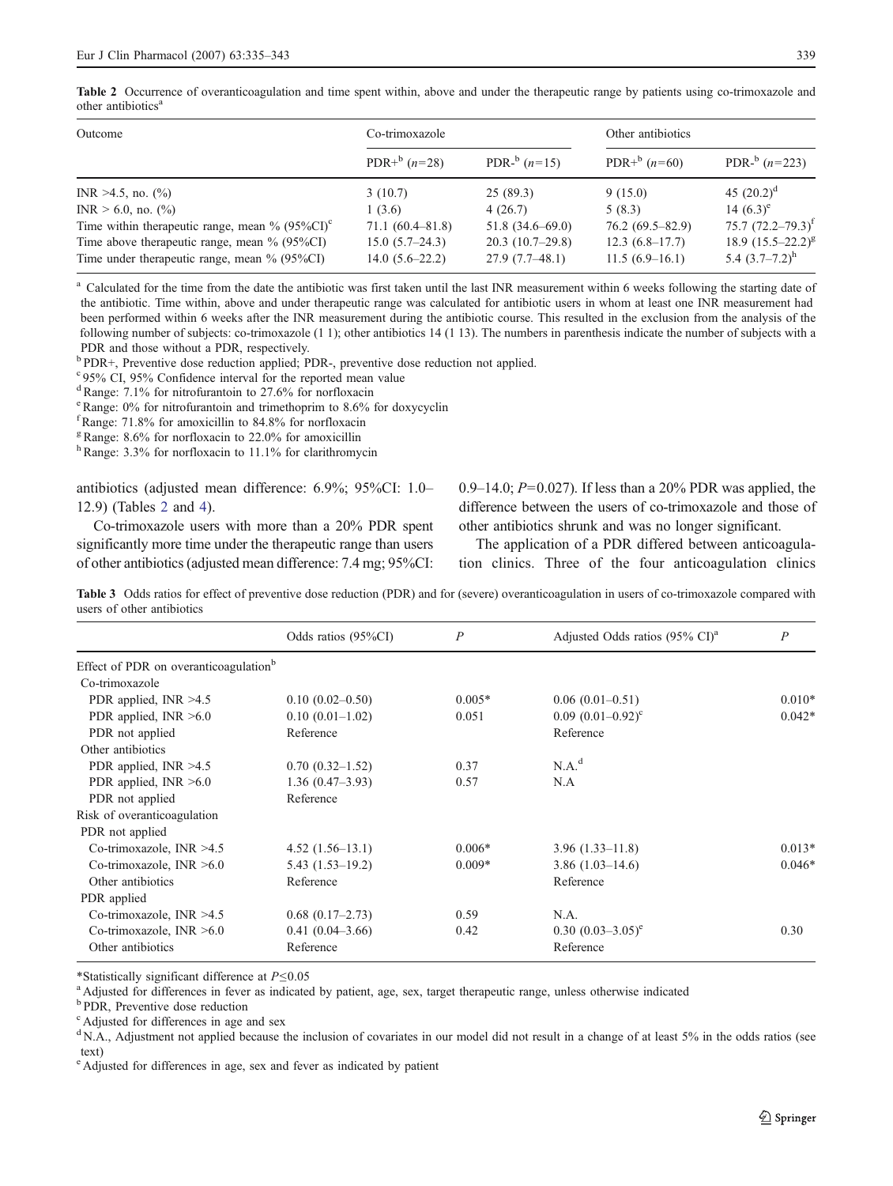**Table 2** Occurrence of overanticoagulation and time spent within, above and under the therapeutic range by patients using co-trimoxazole and other antibiotics[a]

| Outcome | Co-trimoxazole | | Other antibiotics | |
|---|---|---|---|---|
| | PDR+[b] (n=28) | PDR-[b] (n=15) | PDR+[b] (n=60) | PDR-[b] (n=223) |
| INR >4.5, no. (%) | 3 (10.7) | 25 (89.3) | 9 (15.0) | 45 (20.2)[d] |
| INR > 6.0, no. (%) | 1 (3.6) | 4 (26.7) | 5 (8.3) | 14 (6.3)[e] |
| Time within therapeutic range, mean % (95%CI)[c] | 71.1 (60.4–81.8) | 51.8 (34.6–69.0) | 76.2 (69.5–82.9) | 75.7 (72.2–79.3)[f] |
| Time above therapeutic range, mean % (95%CI) | 15.0 (5.7–24.3) | 20.3 (10.7–29.8) | 12.3 (6.8–17.7) | 18.9 (15.5–22.2)[g] |
| Time under therapeutic range, mean % (95%CI) | 14.0 (5.6–22.2) | 27.9 (7.7–48.1) | 11.5 (6.9–16.1) | 5.4 (3.7–7.2)[h] |

[a] Calculated for the time from the date the antibiotic was first taken until the last INR measurement within 6 weeks following the starting date of the antibiotic. Time within, above and under therapeutic range was calculated for antibiotic users in whom at least one INR measurement had been performed within 6 weeks after the INR measurement during the antibiotic course. This resulted in the exclusion from the analysis of the following number of subjects: co-trimoxazole (1 1); other antibiotics 14 (1 13). The numbers in parenthesis indicate the number of subjects with a PDR and those without a PDR, respectively.

[b] PDR+, Preventive dose reduction applied; PDR-, preventive dose reduction not applied.

[c] 95% CI, 95% Confidence interval for the reported mean value

[d] Range: 7.1% for nitrofurantoin to 27.6% for norfloxacin

[e] Range: 0% for nitrofurantoin and trimethoprim to 8.6% for doxycyclin

[f] Range: 71.8% for amoxicillin to 84.8% for norfloxacin

[g] Range: 8.6% for norfloxacin to 22.0% for amoxicillin

[h] Range: 3.3% for norfloxacin to 11.1% for clarithromycin

antibiotics (adjusted mean difference: 6.9%; 95%CI: 1.0–12.9) (Tables 2 and 4).

Co-trimoxazole users with more than a 20% PDR spent significantly more time under the therapeutic range than users of other antibiotics (adjusted mean difference: 7.4 mg; 95%CI: 0.9–14.0; $P=0.027$). If less than a 20% PDR was applied, the difference between the users of co-trimoxazole and those of other antibiotics shrunk and was no longer significant.

The application of a PDR differed between anticoagulation clinics. Three of the four anticoagulation clinics

**Table 3** Odds ratios for effect of preventive dose reduction (PDR) and for (severe) overanticoagulation in users of co-trimoxazole compared with users of other antibiotics

| | Odds ratios (95%CI) | P | Adjusted Odds ratios (95% CI)[a] | P |
|---|---|---|---|---|
| Effect of PDR on overanticoagulation[b] | | | | |
| Co-trimoxazole | | | | |
| PDR applied, INR >4.5 | 0.10 (0.02–0.50) | 0.005* | 0.06 (0.01–0.51) | 0.010* |
| PDR applied, INR >6.0 | 0.10 (0.01–1.02) | 0.051 | 0.09 (0.01–0.92)[c] | 0.042* |
| PDR not applied | Reference | | Reference | |
| Other antibiotics | | | | |
| PDR applied, INR >4.5 | 0.70 (0.32–1.52) | 0.37 | N.A.[d] | |
| PDR applied, INR >6.0 | 1.36 (0.47–3.93) | 0.57 | N.A | |
| PDR not applied | Reference | | | |
| Risk of overanticoagulation | | | | |
| PDR not applied | | | | |
| Co-trimoxazole, INR >4.5 | 4.52 (1.56–13.1) | 0.006* | 3.96 (1.33–11.8) | 0.013* |
| Co-trimoxazole, INR >6.0 | 5.43 (1.53–19.2) | 0.009* | 3.86 (1.03–14.6) | 0.046* |
| Other antibiotics | Reference | | Reference | |
| PDR applied | | | | |
| Co-trimoxazole, INR >4.5 | 0.68 (0.17–2.73) | 0.59 | N.A. | |
| Co-trimoxazole, INR >6.0 | 0.41 (0.04–3.66) | 0.42 | 0.30 (0.03–3.05)[e] | 0.30 |
| Other antibiotics | Reference | | Reference | |

*Statistically significant difference at $P \leq 0.05$

[a] Adjusted for differences in fever as indicated by patient, age, sex, target therapeutic range, unless otherwise indicated

[b] PDR, Preventive dose reduction

[c] Adjusted for differences in age and sex

[d] N.A., Adjustment not applied because the inclusion of covariates in our model did not result in a change of at least 5% in the odds ratios (see text)

[e] Adjusted for differences in age, sex and fever as indicated by patient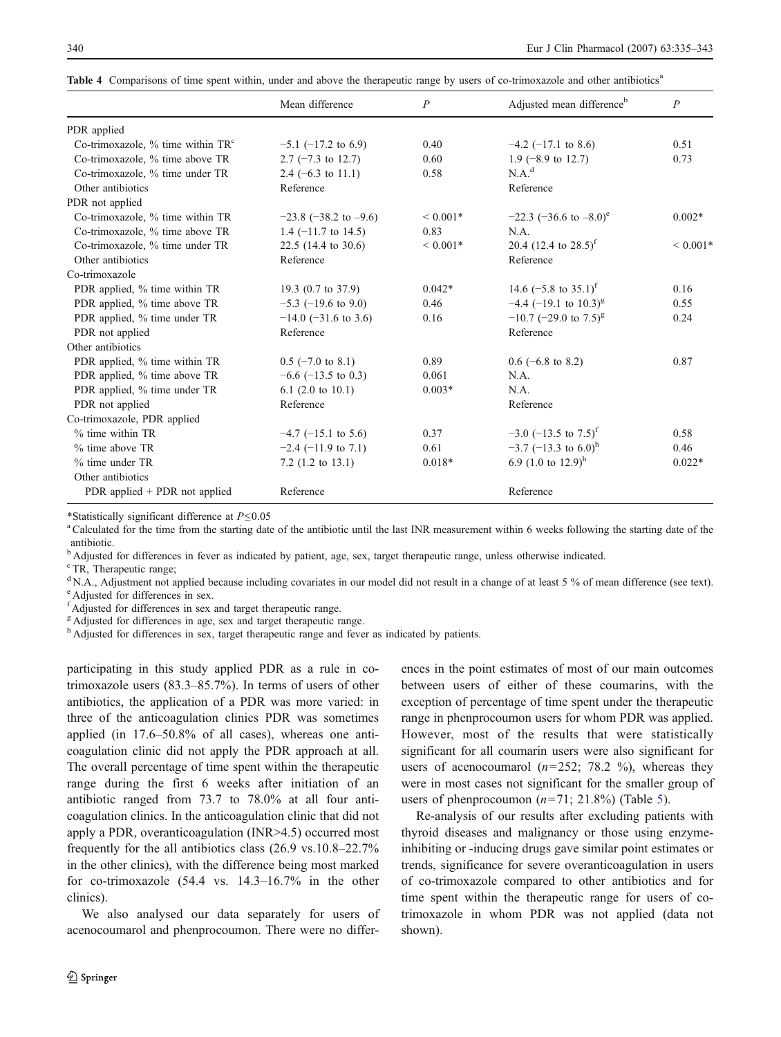**Table 4** Comparisons of time spent within, under and above the therapeutic range by users of co-trimoxazole and other antibiotics[a]

| | Mean difference | $P$ | Adjusted mean difference[b] | $P$ |
|---|---|---|---|---|
| PDR applied | | | | |
| Co-trimoxazole, % time within TR[c] | −5.1 (−17.2 to 6.9) | 0.40 | −4.2 (−17.1 to 8.6) | 0.51 |
| Co-trimoxazole, % time above TR | 2.7 (−7.3 to 12.7) | 0.60 | 1.9 (−8.9 to 12.7) | 0.73 |
| Co-trimoxazole, % time under TR | 2.4 (−6.3 to 11.1) | 0.58 | N.A.[d] | |
| Other antibiotics | Reference | | Reference | |
| PDR not applied | | | | |
| Co-trimoxazole, % time within TR | −23.8 (−38.2 to −9.6) | < 0.001* | −22.3 (−36.6 to −8.0)[e] | 0.002* |
| Co-trimoxazole, % time above TR | 1.4 (−11.7 to 14.5) | 0.83 | N.A. | |
| Co-trimoxazole, % time under TR | 22.5 (14.4 to 30.6) | < 0.001* | 20.4 (12.4 to 28.5)[f] | < 0.001* |
| Other antibiotics | Reference | | Reference | |
| Co-trimoxazole | | | | |
| PDR applied, % time within TR | 19.3 (0.7 to 37.9) | 0.042* | 14.6 (−5.8 to 35.1)[f] | 0.16 |
| PDR applied, % time above TR | −5.3 (−19.6 to 9.0) | 0.46 | −4.4 (−19.1 to 10.3)[g] | 0.55 |
| PDR applied, % time under TR | −14.0 (−31.6 to 3.6) | 0.16 | −10.7 (−29.0 to 7.5)[g] | 0.24 |
| PDR not applied | Reference | | Reference | |
| Other antibiotics | | | | |
| PDR applied, % time within TR | 0.5 (−7.0 to 8.1) | 0.89 | 0.6 (−6.8 to 8.2) | 0.87 |
| PDR applied, % time above TR | −6.6 (−13.5 to 0.3) | 0.061 | N.A. | |
| PDR applied, % time under TR | 6.1 (2.0 to 10.1) | 0.003* | N.A. | |
| PDR not applied | Reference | | Reference | |
| Co-trimoxazole, PDR applied | | | | |
| % time within TR | −4.7 (−15.1 to 5.6) | 0.37 | −3.0 (−13.5 to 7.5)[f] | 0.58 |
| % time above TR | −2.4 (−11.9 to 7.1) | 0.61 | −3.7 (−13.3 to 6.0)[h] | 0.46 |
| % time under TR | 7.2 (1.2 to 13.1) | 0.018* | 6.9 (1.0 to 12.9)[h] | 0.022* |
| Other antibiotics | | | | |
| PDR applied + PDR not applied | Reference | | Reference | |

*Statistically significant difference at $P \leq 0.05$

[a] Calculated for the time from the starting date of the antibiotic until the last INR measurement within 6 weeks following the starting date of the antibiotic.

[b] Adjusted for differences in fever as indicated by patient, age, sex, target therapeutic range, unless otherwise indicated.

[c] TR, Therapeutic range;

[d] N.A., Adjustment not applied because including covariates in our model did not result in a change of at least 5 % of mean difference (see text).

[e] Adjusted for differences in sex.

[f] Adjusted for differences in sex and target therapeutic range.

[g] Adjusted for differences in age, sex and target therapeutic range.

[h] Adjusted for differences in sex, target therapeutic range and fever as indicated by patients.

participating in this study applied PDR as a rule in co-trimoxazole users (83.3–85.7%). In terms of users of other antibiotics, the application of a PDR was more varied: in three of the anticoagulation clinics PDR was sometimes applied (in 17.6–50.8% of all cases), whereas one anticoagulation clinic did not apply the PDR approach at all. The overall percentage of time spent within the therapeutic range during the first 6 weeks after initiation of an antibiotic ranged from 73.7 to 78.0% at all four anticoagulation clinics. In the anticoagulation clinic that did not apply a PDR, overanticoagulation (INR>4.5) occurred most frequently for the all antibiotics class (26.9 vs.10.8–22.7% in the other clinics), with the difference being most marked for co-trimoxazole (54.4 vs. 14.3–16.7% in the other clinics).

We also analysed our data separately for users of acenocoumarol and phenprocoumon. There were no differences in the point estimates of most of our main outcomes between users of either of these coumarins, with the exception of percentage of time spent under the therapeutic range in phenprocoumon users for whom PDR was applied. However, most of the results that were statistically significant for all coumarin users were also significant for users of acenocoumarol ($n$=252; 78.2 %), whereas they were in most cases not significant for the smaller group of users of phenprocoumon ($n$=71; 21.8%) (Table 5).

Re-analysis of our results after excluding patients with thyroid diseases and malignancy or those using enzyme-inhibiting or -inducing drugs gave similar point estimates or trends, significance for severe overanticoagulation in users of co-trimoxazole compared to other antibiotics and for time spent within the therapeutic range for users of co-trimoxazole in whom PDR was not applied (data not shown).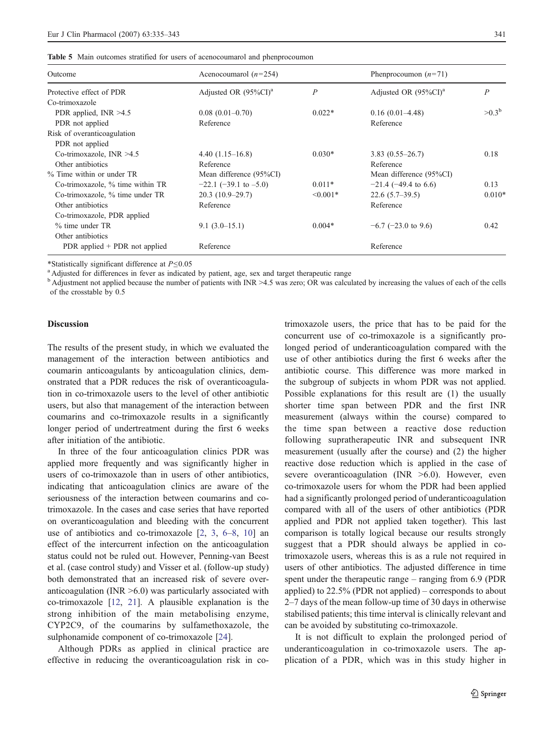**Table 5** Main outcomes stratified for users of acenocoumarol and phenprocoumon

| Outcome | Acenocoumarol ($n=254$) | | Phenprocoumon ($n=71$) | |
|---|---|---|---|---|
| Protective effect of PDR | Adjusted OR (95%CI)[a] | $P$ | Adjusted OR (95%CI)[a] | $P$ |
| Co-trimoxazole | | | | |
| PDR applied, INR >4.5 | 0.08 (0.01–0.70) | 0.022* | 0.16 (0.01–4.48) | >0.3[b] |
| PDR not applied | Reference | | Reference | |
| Risk of overanticoagulation | | | | |
| PDR not applied | | | | |
| Co-trimoxazole, INR >4.5 | 4.40 (1.15–16.8) | 0.030* | 3.83 (0.55–26.7) | 0.18 |
| Other antibiotics | Reference | | Reference | |
| % Time within or under TR | Mean difference (95%CI) | | Mean difference (95%CI) | |
| Co-trimoxazole, % time within TR | −22.1 (−39.1 to –5.0) | 0.011* | −21.4 (−49.4 to 6.6) | 0.13 |
| Co-trimoxazole, % time under TR | 20.3 (10.9–29.7) | <0.001* | 22.6 (5.7–39.5) | 0.010* |
| Other antibiotics | Reference | | Reference | |
| Co-trimoxazole, PDR applied | | | | |
| % time under TR | 9.1 (3.0–15.1) | 0.004* | −6.7 (−23.0 to 9.6) | 0.42 |
| Other antibiotics | | | | |
| PDR applied + PDR not applied | Reference | | Reference | |

*Statistically significant difference at $P \leq 0.05$

[a] Adjusted for differences in fever as indicated by patient, age, sex and target therapeutic range

[b] Adjustment not applied because the number of patients with INR >4.5 was zero; OR was calculated by increasing the values of each of the cells of the crosstable by 0.5

## Discussion

The results of the present study, in which we evaluated the management of the interaction between antibiotics and coumarin anticoagulants by anticoagulation clinics, demonstrated that a PDR reduces the risk of overanticoagulation in co-trimoxazole users to the level of other antibiotic users, but also that management of the interaction between coumarins and co-trimoxazole results in a significantly longer period of undertreatment during the first 6 weeks after initiation of the antibiotic.

In three of the four anticoagulation clinics PDR was applied more frequently and was significantly higher in users of co-trimoxazole than in users of other antibiotics, indicating that anticoagulation clinics are aware of the seriousness of the interaction between coumarins and co-trimoxazole. In the cases and case series that have reported on overanticoagulation and bleeding with the concurrent use of antibiotics and co-trimoxazole [2, 3, 6–8, 10] an effect of the intercurrent infection on the anticoagulation status could not be ruled out. However, Penning-van Beest et al. (case control study) and Visser et al. (follow-up study) both demonstrated that an increased risk of severe overanticoagulation (INR >6.0) was particularly associated with co-trimoxazole [12, 21]. A plausible explanation is the strong inhibition of the main metabolising enzyme, CYP2C9, of the coumarins by sulfamethoxazole, the sulphonamide component of co-trimoxazole [24].

Although PDRs as applied in clinical practice are effective in reducing the overanticoagulation risk in co-trimoxazole users, the price that has to be paid for the concurrent use of co-trimoxazole is a significantly prolonged period of underanticoagulation compared with the use of other antibiotics during the first 6 weeks after the antibiotic course. This difference was more marked in the subgroup of subjects in whom PDR was not applied. Possible explanations for this result are (1) the usually shorter time span between PDR and the first INR measurement (always within the course) compared to the time span between a reactive dose reduction following supratherapeutic INR and subsequent INR measurement (usually after the course) and (2) the higher reactive dose reduction which is applied in the case of severe overanticoagulation (INR >6.0). However, even co-trimoxazole users for whom the PDR had been applied had a significantly prolonged period of underanticoagulation compared with all of the users of other antibiotics (PDR applied and PDR not applied taken together). This last comparison is totally logical because our results strongly suggest that a PDR should always be applied in co-trimoxazole users, whereas this is as a rule not required in users of other antibiotics. The adjusted difference in time spent under the therapeutic range – ranging from 6.9 (PDR applied) to 22.5% (PDR not applied) – corresponds to about 2–7 days of the mean follow-up time of 30 days in otherwise stabilised patients; this time interval is clinically relevant and can be avoided by substituting co-trimoxazole.

It is not difficult to explain the prolonged period of underanticoagulation in co-trimoxazole users. The application of a PDR, which was in this study higher in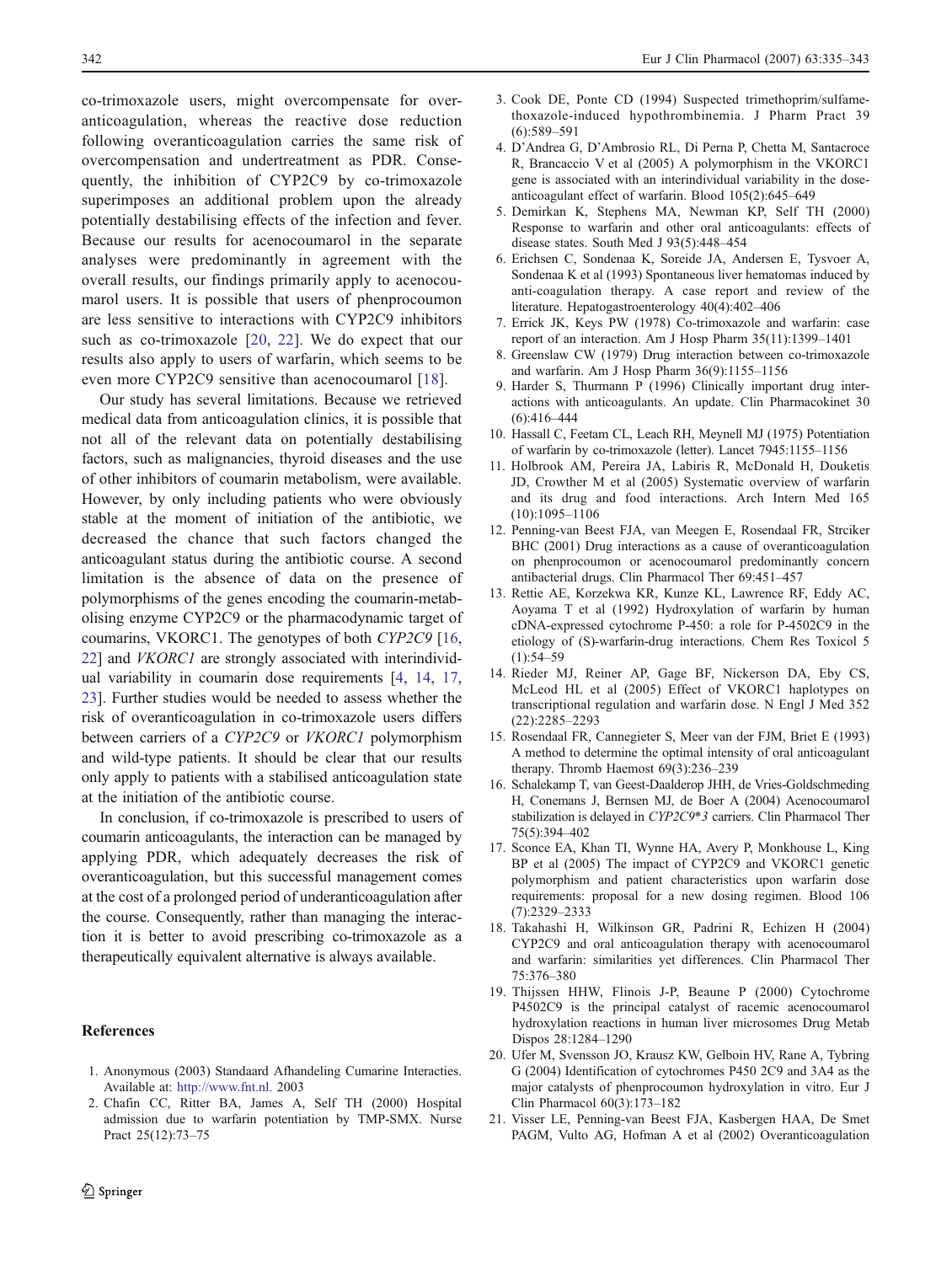co-trimoxazole users, might overcompensate for over-anticoagulation, whereas the reactive dose reduction following overanticoagulation carries the same risk of overcompensation and undertreatment as PDR. Consequently, the inhibition of CYP2C9 by co-trimoxazole superimposes an additional problem upon the already potentially destabilising effects of the infection and fever. Because our results for acenocoumarol in the separate analyses were predominantly in agreement with the overall results, our findings primarily apply to acenocoumarol users. It is possible that users of phenprocoumon are less sensitive to interactions with CYP2C9 inhibitors such as co-trimoxazole [20, 22]. We do expect that our results also apply to users of warfarin, which seems to be even more CYP2C9 sensitive than acenocoumarol [18].

Our study has several limitations. Because we retrieved medical data from anticoagulation clinics, it is possible that not all of the relevant data on potentially destabilising factors, such as malignancies, thyroid diseases and the use of other inhibitors of coumarin metabolism, were available. However, by only including patients who were obviously stable at the moment of initiation of the antibiotic, we decreased the chance that such factors changed the anticoagulant status during the antibiotic course. A second limitation is the absence of data on the presence of polymorphisms of the genes encoding the coumarin-metabolising enzyme CYP2C9 or the pharmacodynamic target of coumarins, VKORC1. The genotypes of both *CYP2C9* [16, 22] and *VKORC1* are strongly associated with interindividual variability in coumarin dose requirements [4, 14, 17, 23]. Further studies would be needed to assess whether the risk of overanticoagulation in co-trimoxazole users differs between carriers of a *CYP2C9* or *VKORC1* polymorphism and wild-type patients. It should be clear that our results only apply to patients with a stabilised anticoagulation state at the initiation of the antibiotic course.

In conclusion, if co-trimoxazole is prescribed to users of coumarin anticoagulants, the interaction can be managed by applying PDR, which adequately decreases the risk of overanticoagulation, but this successful management comes at the cost of a prolonged period of underanticoagulation after the course. Consequently, rather than managing the interaction it is better to avoid prescribing co-trimoxazole as a therapeutically equivalent alternative is always available.

## References

1. Anonymous (2003) Standaard Afhandeling Cumarine Interacties. Available at: http://www.fnt.nl. 2003
2. Chafin CC, Ritter BA, James A, Self TH (2000) Hospital admission due to warfarin potentiation by TMP-SMX. Nurse Pract 25(12):73–75
3. Cook DE, Ponte CD (1994) Suspected trimethoprim/sulfamethoxazole-induced hypothrombinemia. J Pharm Pract 39 (6):589–591
4. D'Andrea G, D'Ambrosio RL, Di Perna P, Chetta M, Santacroce R, Brancaccio V et al (2005) A polymorphism in the VKORC1 gene is associated with an interindividual variability in the dose-anticoagulant effect of warfarin. Blood 105(2):645–649
5. Demirkan K, Stephens MA, Newman KP, Self TH (2000) Response to warfarin and other oral anticoagulants: effects of disease states. South Med J 93(5):448–454
6. Erichsen C, Sondenaa K, Soreide JA, Andersen E, Tysvoer A, Sondenaa K et al (1993) Spontaneous liver hematomas induced by anti-coagulation therapy. A case report and review of the literature. Hepatogastroenterology 40(4):402–406
7. Errick JK, Keys PW (1978) Co-trimoxazole and warfarin: case report of an interaction. Am J Hosp Pharm 35(11):1399–1401
8. Greenslaw CW (1979) Drug interaction between co-trimoxazole and warfarin. Am J Hosp Pharm 36(9):1155–1156
9. Harder S, Thurmann P (1996) Clinically important drug interactions with anticoagulants. An update. Clin Pharmacokinet 30 (6):416–444
10. Hassall C, Feetam CL, Leach RH, Meynell MJ (1975) Potentiation of warfarin by co-trimoxazole (letter). Lancet 7945:1155–1156
11. Holbrook AM, Pereira JA, Labiris R, McDonald H, Douketis JD, Crowther M et al (2005) Systematic overview of warfarin and its drug and food interactions. Arch Intern Med 165 (10):1095–1106
12. Penning-van Beest FJA, van Meegen E, Rosendaal FR, Strciker BHC (2001) Drug interactions as a cause of overanticoagulation on phenprocoumon or acenocoumarol predominantly concern antibacterial drugs. Clin Pharmacol Ther 69:451–457
13. Rettie AE, Korzekwa KR, Kunze KL, Lawrence RF, Eddy AC, Aoyama T et al (1992) Hydroxylation of warfarin by human cDNA-expressed cytochrome P-450: a role for P-4502C9 in the etiology of (S)-warfarin-drug interactions. Chem Res Toxicol 5 (1):54–59
14. Rieder MJ, Reiner AP, Gage BF, Nickerson DA, Eby CS, McLeod HL et al (2005) Effect of VKORC1 haplotypes on transcriptional regulation and warfarin dose. N Engl J Med 352 (22):2285–2293
15. Rosendaal FR, Cannegieter S, Meer van der FJM, Briet E (1993) A method to determine the optimal intensity of oral anticoagulant therapy. Thromb Haemost 69(3):236–239
16. Schalekamp T, van Geest-Daalderop JHH, de Vries-Goldschmeding H, Conemans J, Bernsen MJ, de Boer A (2004) Acenocoumarol stabilization is delayed in *CYP2C9*3* carriers. Clin Pharmacol Ther 75(5):394–402
17. Sconce EA, Khan TI, Wynne HA, Avery P, Monkhouse L, King BP et al (2005) The impact of CYP2C9 and VKORC1 genetic polymorphism and patient characteristics upon warfarin dose requirements: proposal for a new dosing regimen. Blood 106 (7):2329–2333
18. Takahashi H, Wilkinson GR, Padrini R, Echizen H (2004) CYP2C9 and oral anticoagulation therapy with acenocoumarol and warfarin: similarities yet differences. Clin Pharmacol Ther 75:376–380
19. Thijssen HHW, Flinois J-P, Beaune P (2000) Cytochrome P4502C9 is the principal catalyst of racemic acenocoumarol hydroxylation reactions in human liver microsomes Drug Metab Dispos 28:1284–1290
20. Ufer M, Svensson JO, Krausz KW, Gelboin HV, Rane A, Tybring G (2004) Identification of cytochromes P450 2C9 and 3A4 as the major catalysts of phenprocoumon hydroxylation in vitro. Eur J Clin Pharmacol 60(3):173–182
21. Visser LE, Penning-van Beest FJA, Kasbergen HAA, De Smet PAGM, Vulto AG, Hofman A et al (2002) Overanticoagulation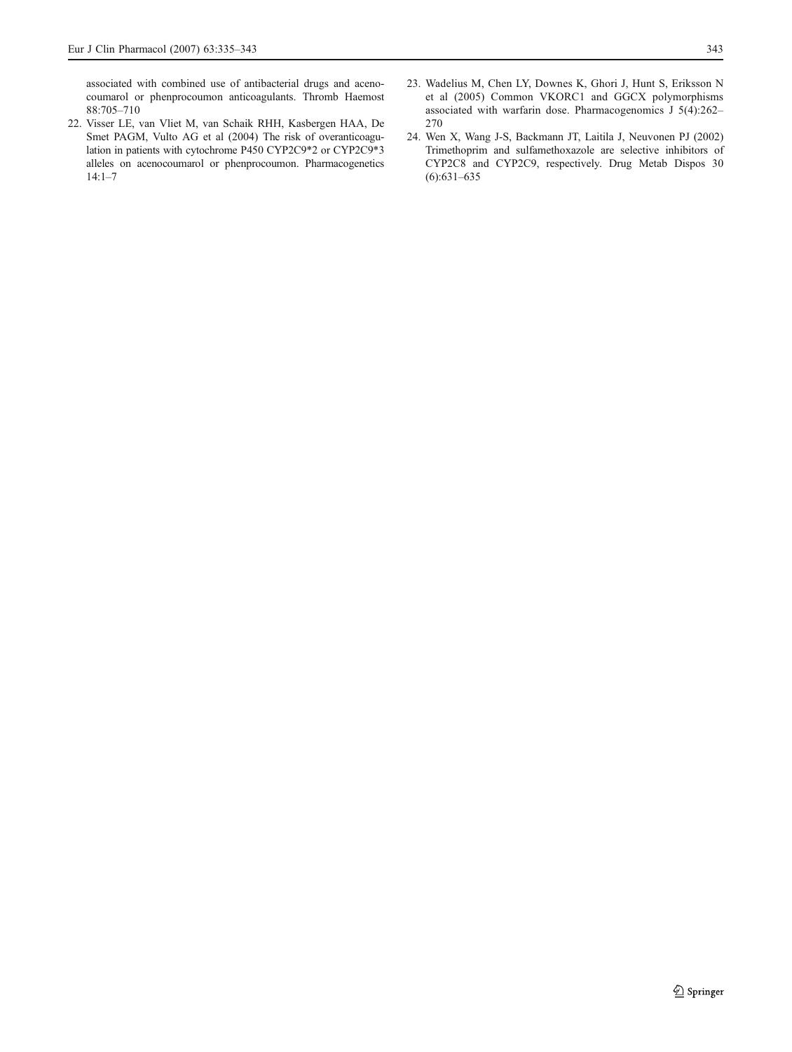associated with combined use of antibacterial drugs and acenocoumarol or phenprocoumon anticoagulants. Thromb Haemost 88:705–710

22. Visser LE, van Vliet M, van Schaik RHH, Kasbergen HAA, De Smet PAGM, Vulto AG et al (2004) The risk of overanticoagulation in patients with cytochrome P450 CYP2C9*2 or CYP2C9*3 alleles on acenocoumarol or phenprocoumon. Pharmacogenetics 14:1–7
23. Wadelius M, Chen LY, Downes K, Ghori J, Hunt S, Eriksson N et al (2005) Common VKORC1 and GGCX polymorphisms associated with warfarin dose. Pharmacogenomics J 5(4):262–270
24. Wen X, Wang J-S, Backmann JT, Laitila J, Neuvonen PJ (2002) Trimethoprim and sulfamethoxazole are selective inhibitors of CYP2C8 and CYP2C9, respectively. Drug Metab Dispos 30 (6):631–635